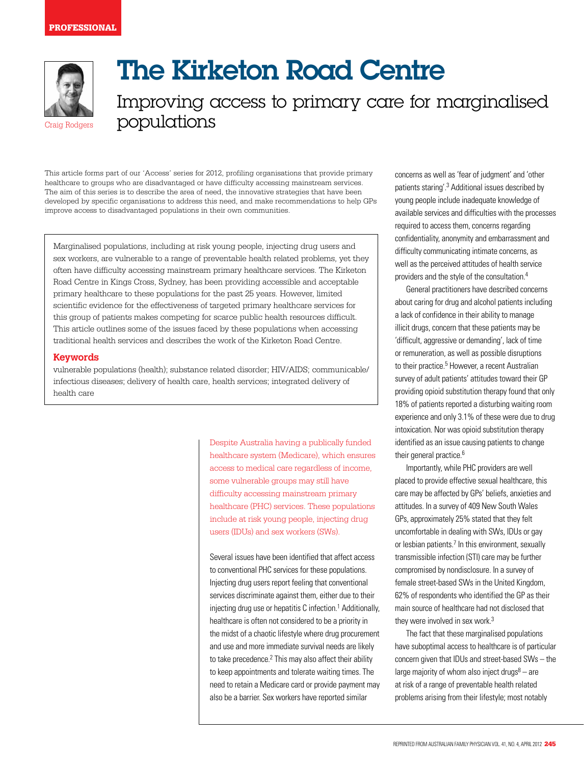PROFESSIONAL

# The Kirketon Road Centre

## Improving access to primary care for marginalised populations

Craig Rodgers

This article forms part of our 'Access' series for 2012, profiling organisations that provide primary healthcare to groups who are disadvantaged or have difficulty accessing mainstream services. The aim of this series is to describe the area of need, the innovative strategies that have been developed by specific organisations to address this need, and make recommendations to help GPs improve access to disadvantaged populations in their own communities.

Marginalised populations, including at risk young people, injecting drug users and sex workers, are vulnerable to a range of preventable health related problems, yet they often have difficulty accessing mainstream primary healthcare services. The Kirketon Road Centre in Kings Cross, Sydney, has been providing accessible and acceptable primary healthcare to these populations for the past 25 years. However, limited scientific evidence for the effectiveness of targeted primary healthcare services for this group of patients makes competing for scarce public health resources difficult. This article outlines some of the issues faced by these populations when accessing traditional health services and describes the work of the Kirketon Road Centre.

**Keywords**

vulnerable populations (health); substance related disorder; HIV/AIDS; communicable/infectious diseases; delivery of health care, health services; integrated delivery of health care

Despite Australia having a publically funded healthcare system (Medicare), which ensures access to medical care regardless of income, some vulnerable groups may still have difficulty accessing mainstream primary healthcare (PHC) services. These populations include at risk young people, injecting drug users (IDUs) and sex workers (SWs).

Several issues have been identified that affect access to conventional PHC services for these populations. Injecting drug users report feeling that conventional services discriminate against them, either due to their injecting drug use or hepatitis C infection.[1] Additionally, healthcare is often not considered to be a priority in the midst of a chaotic lifestyle where drug procurement and use and more immediate survival needs are likely to take precedence.[2] This may also affect their ability to keep appointments and tolerate waiting times. The need to retain a Medicare card or provide payment may also be a barrier. Sex workers have reported similar concerns as well as 'fear of judgment' and 'other patients staring'.[3] Additional issues described by young people include inadequate knowledge of available services and difficulties with the processes required to access them, concerns regarding confidentiality, anonymity and embarrassment and difficulty communicating intimate concerns, as well as the perceived attitudes of health service providers and the style of the consultation.[4]

General practitioners have described concerns about caring for drug and alcohol patients including a lack of confidence in their ability to manage illicit drugs, concern that these patients may be 'difficult, aggressive or demanding', lack of time or remuneration, as well as possible disruptions to their practice.[5] However, a recent Australian survey of adult patients' attitudes toward their GP providing opioid substitution therapy found that only 18% of patients reported a disturbing waiting room experience and only 3.1% of these were due to drug intoxication. Nor was opioid substitution therapy identified as an issue causing patients to change their general practice.[6]

Importantly, while PHC providers are well placed to provide effective sexual healthcare, this care may be affected by GPs' beliefs, anxieties and attitudes. In a survey of 409 New South Wales GPs, approximately 25% stated that they felt uncomfortable in dealing with SWs, IDUs or gay or lesbian patients.[7] In this environment, sexually transmissible infection (STI) care may be further compromised by nondisclosure. In a survey of female street-based SWs in the United Kingdom, 62% of respondents who identified the GP as their main source of healthcare had not disclosed that they were involved in sex work.[3]

The fact that these marginalised populations have suboptimal access to healthcare is of particular concern given that IDUs and street-based SWs – the large majority of whom also inject drugs[8] – are at risk of a range of preventable health related problems arising from their lifestyle; most notably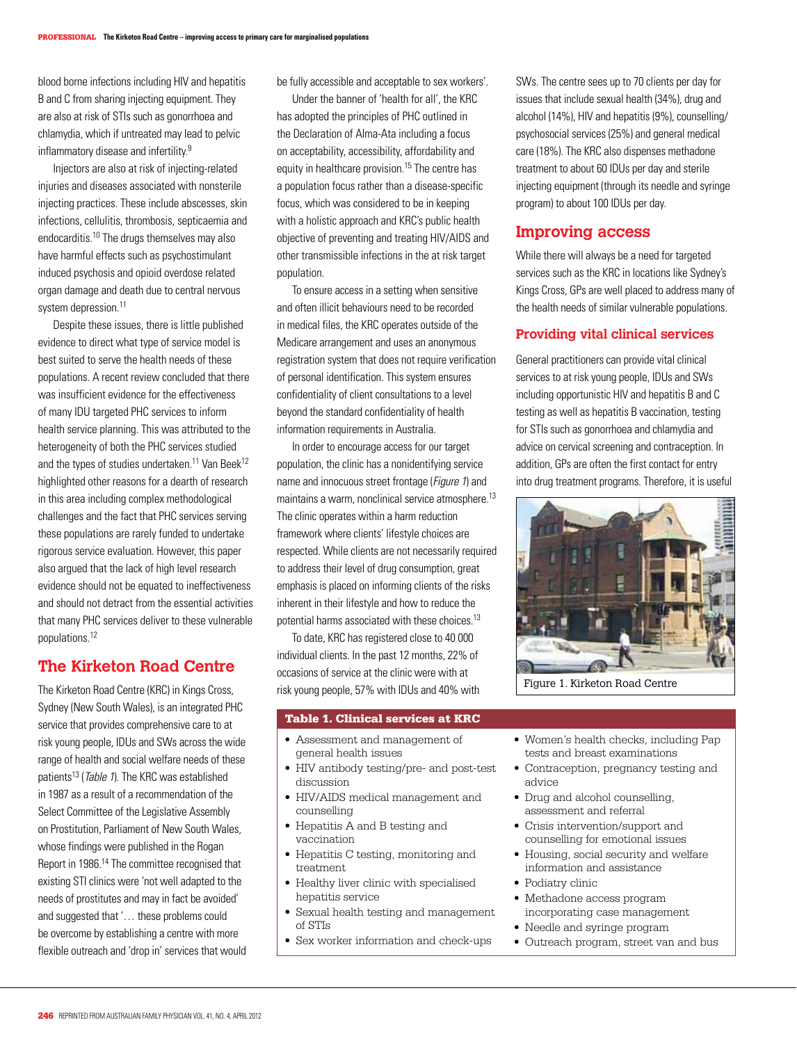blood borne infections including HIV and hepatitis B and C from sharing injecting equipment. They are also at risk of STIs such as gonorrhoea and chlamydia, which if untreated may lead to pelvic inflammatory disease and infertility.[9]

Injectors are also at risk of injecting-related injuries and diseases associated with nonsterile injecting practices. These include abscesses, skin infections, cellulitis, thrombosis, septicaemia and endocarditis.[10] The drugs themselves may also have harmful effects such as psychostimulant induced psychosis and opioid overdose related organ damage and death due to central nervous system depression.[11]

Despite these issues, there is little published evidence to direct what type of service model is best suited to serve the health needs of these populations. A recent review concluded that there was insufficient evidence for the effectiveness of many IDU targeted PHC services to inform health service planning. This was attributed to the heterogeneity of both the PHC services studied and the types of studies undertaken.[11] Van Beek[12] highlighted other reasons for a dearth of research in this area including complex methodological challenges and the fact that PHC services serving these populations are rarely funded to undertake rigorous service evaluation. However, this paper also argued that the lack of high level research evidence should not be equated to ineffectiveness and should not detract from the essential activities that many PHC services deliver to these vulnerable populations.[12]

## The Kirketon Road Centre

The Kirketon Road Centre (KRC) in Kings Cross, Sydney (New South Wales), is an integrated PHC service that provides comprehensive care to at risk young people, IDUs and SWs across the wide range of health and social welfare needs of these patients[13] (*Table 1*). The KRC was established in 1987 as a result of a recommendation of the Select Committee of the Legislative Assembly on Prostitution, Parliament of New South Wales, whose findings were published in the Rogan Report in 1986.[14] The committee recognised that existing STI clinics were 'not well adapted to the needs of prostitutes and may in fact be avoided' and suggested that '… these problems could be overcome by establishing a centre with more flexible outreach and 'drop in' services that would be fully accessible and acceptable to sex workers'.

Under the banner of 'health for all', the KRC has adopted the principles of PHC outlined in the Declaration of Alma-Ata including a focus on acceptability, accessibility, affordability and equity in healthcare provision.[15] The centre has a population focus rather than a disease-specific focus, which was considered to be in keeping with a holistic approach and KRC's public health objective of preventing and treating HIV/AIDS and other transmissible infections in the at risk target population.

To ensure access in a setting when sensitive and often illicit behaviours need to be recorded in medical files, the KRC operates outside of the Medicare arrangement and uses an anonymous registration system that does not require verification of personal identification. This system ensures confidentiality of client consultations to a level beyond the standard confidentiality of health information requirements in Australia.

In order to encourage access for our target population, the clinic has a nonidentifying service name and innocuous street frontage (*Figure 1*) and maintains a warm, nonclinical service atmosphere.[13] The clinic operates within a harm reduction framework where clients' lifestyle choices are respected. While clients are not necessarily required to address their level of drug consumption, great emphasis is placed on informing clients of the risks inherent in their lifestyle and how to reduce the potential harms associated with these choices.[13]

To date, KRC has registered close to 40 000 individual clients. In the past 12 months, 22% of occasions of service at the clinic were with at risk young people, 57% with IDUs and 40% with SWs. The centre sees up to 70 clients per day for issues that include sexual health (34%), drug and alcohol (14%), HIV and hepatitis (9%), counselling/psychosocial services (25%) and general medical care (18%). The KRC also dispenses methadone treatment to about 60 IDUs per day and sterile injecting equipment (through its needle and syringe program) to about 100 IDUs per day.

## Improving access

While there will always be a need for targeted services such as the KRC in locations like Sydney's Kings Cross, GPs are well placed to address many of the health needs of similar vulnerable populations.

### Providing vital clinical services

General practitioners can provide vital clinical services to at risk young people, IDUs and SWs including opportunistic HIV and hepatitis B and C testing as well as hepatitis B vaccination, testing for STIs such as gonorrhoea and chlamydia and advice on cervical screening and contraception. In addition, GPs are often the first contact for entry into drug treatment programs. Therefore, it is useful

Figure 1. Kirketon Road Centre

**Table 1. Clinical services at KRC**

- Assessment and management of general health issues
- HIV antibody testing/pre- and post-test discussion
- HIV/AIDS medical management and counselling
- Hepatitis A and B testing and vaccination
- Hepatitis C testing, monitoring and treatment
- Healthy liver clinic with specialised hepatitis service
- Sexual health testing and management of STIs
- Sex worker information and check-ups
- Women's health checks, including Pap tests and breast examinations
- Contraception, pregnancy testing and advice
- Drug and alcohol counselling, assessment and referral
- Crisis intervention/support and counselling for emotional issues
- Housing, social security and welfare information and assistance
- Podiatry clinic
- Methadone access program incorporating case management
- Needle and syringe program
- Outreach program, street van and bus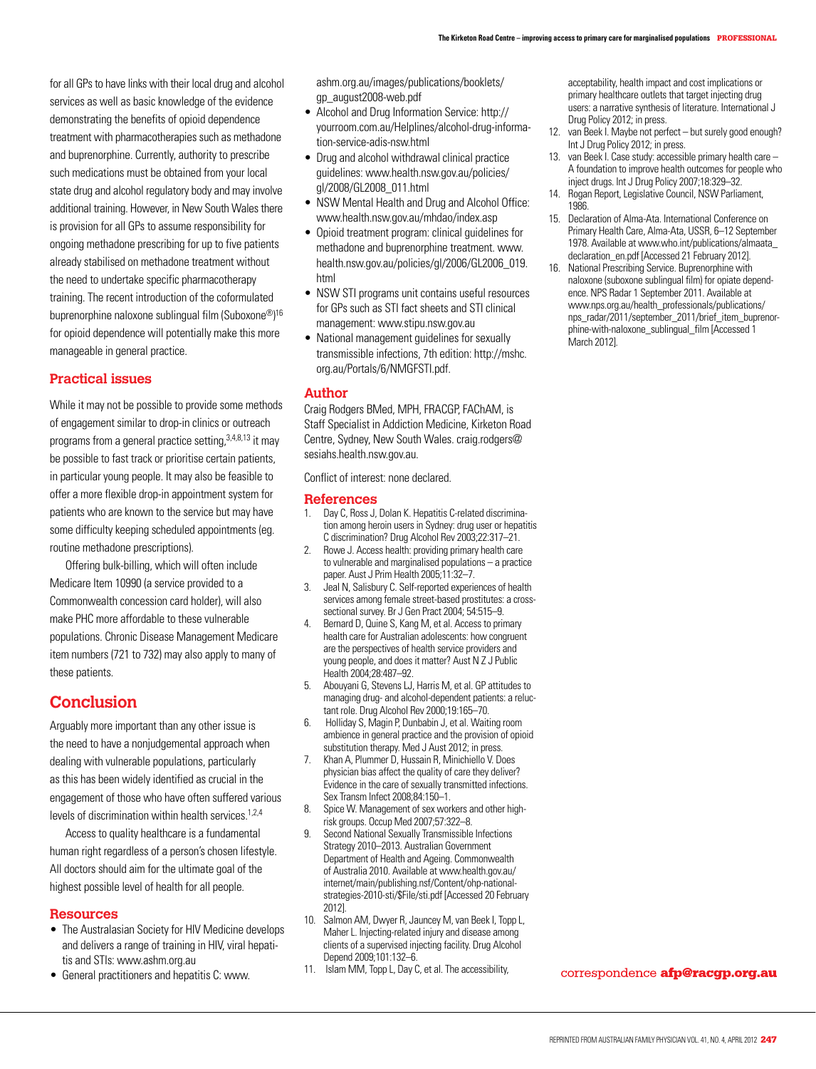for all GPs to have links with their local drug and alcohol services as well as basic knowledge of the evidence demonstrating the benefits of opioid dependence treatment with pharmacotherapies such as methadone and buprenorphine. Currently, authority to prescribe such medications must be obtained from your local state drug and alcohol regulatory body and may involve additional training. However, in New South Wales there is provision for all GPs to assume responsibility for ongoing methadone prescribing for up to five patients already stabilised on methadone treatment without the need to undertake specific pharmacotherapy training. The recent introduction of the coformulated buprenorphine naloxone sublingual film (Suboxone®)[16] for opioid dependence will potentially make this more manageable in general practice.

### Practical issues

While it may not be possible to provide some methods of engagement similar to drop-in clinics or outreach programs from a general practice setting,[3,4,8,13] it may be possible to fast track or prioritise certain patients, in particular young people. It may also be feasible to offer a more flexible drop-in appointment system for patients who are known to the service but may have some difficulty keeping scheduled appointments (eg. routine methadone prescriptions).

Offering bulk-billing, which will often include Medicare Item 10990 (a service provided to a Commonwealth concession card holder), will also make PHC more affordable to these vulnerable populations. Chronic Disease Management Medicare item numbers (721 to 732) may also apply to many of these patients.

## Conclusion

Arguably more important than any other issue is the need to have a nonjudgemental approach when dealing with vulnerable populations, particularly as this has been widely identified as crucial in the engagement of those who have often suffered various levels of discrimination within health services.[1,2,4]

Access to quality healthcare is a fundamental human right regardless of a person's chosen lifestyle. All doctors should aim for the ultimate goal of the highest possible level of health for all people.

### Resources

- The Australasian Society for HIV Medicine develops and delivers a range of training in HIV, viral hepatitis and STIs: www.ashm.org.au
- General practitioners and hepatitis C: www.ashm.org.au/images/publications/booklets/gp_august2008-web.pdf
- Alcohol and Drug Information Service: http://yourroom.com.au/Helplines/alcohol-drug-information-service-adis-nsw.html
- Drug and alcohol withdrawal clinical practice guidelines: www.health.nsw.gov.au/policies/gl/2008/GL2008_011.html
- NSW Mental Health and Drug and Alcohol Office: www.health.nsw.gov.au/mhdao/index.asp
- Opioid treatment program: clinical guidelines for methadone and buprenorphine treatment. www.health.nsw.gov.au/policies/gl/2006/GL2006_019.html
- NSW STI programs unit contains useful resources for GPs such as STI fact sheets and STI clinical management: www.stipu.nsw.gov.au
- National management guidelines for sexually transmissible infections, 7th edition: http://mshc.org.au/Portals/6/NMGFSTI.pdf.

### Author

Craig Rodgers BMed, MPH, FRACGP, FAChAM, is Staff Specialist in Addiction Medicine, Kirketon Road Centre, Sydney, New South Wales. craig.rodgers@sesiahs.health.nsw.gov.au.

Conflict of interest: none declared.

### References

1. Day C, Ross J, Dolan K. Hepatitis C-related discrimination among heroin users in Sydney: drug user or hepatitis C discrimination? Drug Alcohol Rev 2003;22:317–21.
2. Rowe J. Access health: providing primary health care to vulnerable and marginalised populations – a practice paper. Aust J Prim Health 2005;11:32–7.
3. Jeal N, Salisbury C. Self-reported experiences of health services among female street-based prostitutes: a cross-sectional survey. Br J Gen Pract 2004; 54:515–9.
4. Bernard D, Quine S, Kang M, et al. Access to primary health care for Australian adolescents: how congruent are the perspectives of health service providers and young people, and does it matter? Aust N Z J Public Health 2004;28:487–92.
5. Abouyani G, Stevens LJ, Harris M, et al. GP attitudes to managing drug- and alcohol-dependent patients: a reluctant role. Drug Alcohol Rev 2000;19:165–70.
6. Holliday S, Magin P, Dunbabin J, et al. Waiting room ambience in general practice and the provision of opioid substitution therapy. Med J Aust 2012; in press.
7. Khan A, Plummer D, Hussain R, Minichiello V. Does physician bias affect the quality of care they deliver? Evidence in the care of sexually transmitted infections. Sex Transm Infect 2008;84:150–1.
8. Spice W. Management of sex workers and other high-risk groups. Occup Med 2007;57:322–8.
9. Second National Sexually Transmissible Infections Strategy 2010–2013. Australian Government Department of Health and Ageing. Commonwealth of Australia 2010. Available at www.health.gov.au/internet/main/publishing.nsf/Content/ohp-national-strategies-2010-sti/$File/sti.pdf [Accessed 20 February 2012].
10. Salmon AM, Dwyer R, Jauncey M, van Beek I, Topp L, Maher L. Injecting-related injury and disease among clients of a supervised injecting facility. Drug Alcohol Depend 2009;101:132–6.
11. Islam MM, Topp L, Day C, et al. The accessibility, acceptability, health impact and cost implications or primary healthcare outlets that target injecting drug users: a narrative synthesis of literature. International J Drug Policy 2012; in press.
12. van Beek I. Maybe not perfect – but surely good enough? Int J Drug Policy 2012; in press.
13. van Beek I. Case study: accessible primary health care – A foundation to improve health outcomes for people who inject drugs. Int J Drug Policy 2007;18:329–32.
14. Rogan Report, Legislative Council, NSW Parliament, 1986.
15. Declaration of Alma-Ata. International Conference on Primary Health Care, Alma-Ata, USSR, 6–12 September 1978. Available at www.who.int/publications/almaata_declaration_en.pdf [Accessed 21 February 2012].
16. National Prescribing Service. Buprenorphine with naloxone (suboxone sublingual film) for opiate dependence. NPS Radar 1 September 2011. Available at www.nps.org.au/health_professionals/publications/nps_radar/2011/september_2011/brief_item_buprenorphine-with-naloxone_sublingual_film [Accessed 1 March 2012].

correspondence **afp@racgp.org.au**